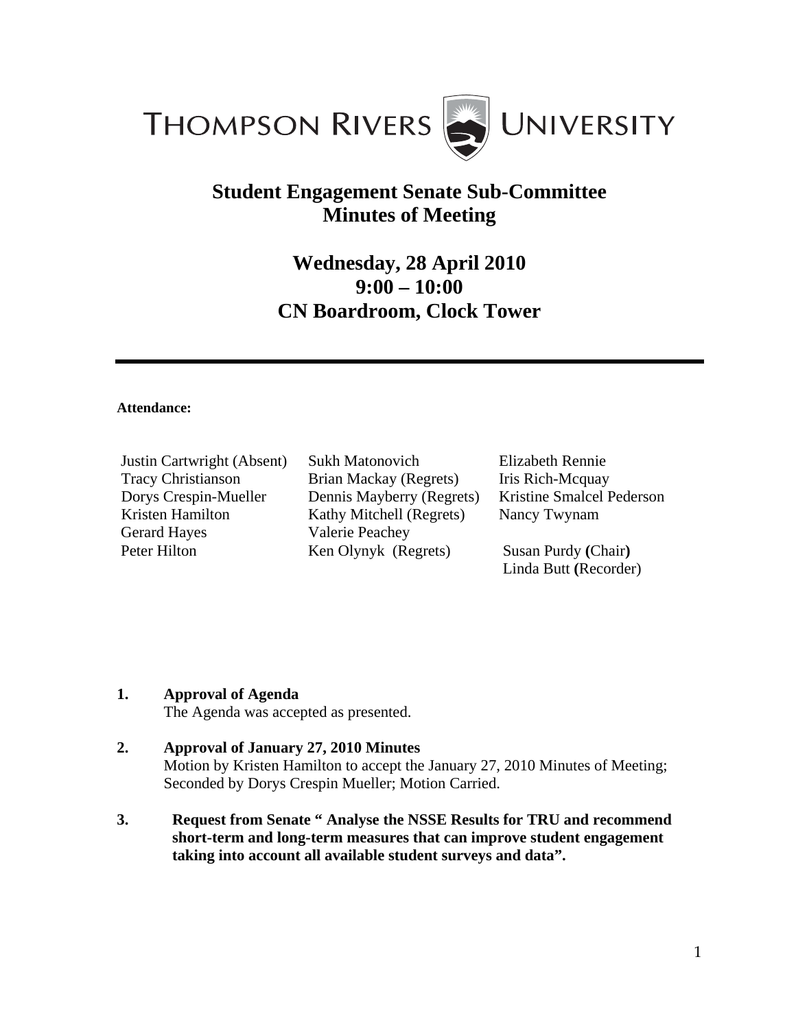# THOMPSON RIVERS UNIVERSITY

## Student Engagement Senate Sub-Committee
## Minutes of Meeting

### Wednesday, 28 April 2010
### 9:00 – 10:00
### CN Boardroom, Clock Tower

---

**Attendance:**

Justin Cartwright (Absent)
Tracy Christianson
Dorys Crespin-Mueller
Kristen Hamilton
Gerard Hayes
Peter Hilton
Sukh Matonovich
Brian Mackay (Regrets)
Dennis Mayberry (Regrets)
Kathy Mitchell (Regrets)
Valerie Peachey
Ken Olynyk (Regrets)
Elizabeth Rennie
Iris Rich-Mcquay
Kristine Smalcel Pederson
Nancy Twynam

Susan Purdy **(**Chair**)**
Linda Butt **(**Recorder)

**1. Approval of Agenda**
The Agenda was accepted as presented.

**2. Approval of January 27, 2010 Minutes**
Motion by Kristen Hamilton to accept the January 27, 2010 Minutes of Meeting; Seconded by Dorys Crespin Mueller; Motion Carried.

**3. Request from Senate " Analyse the NSSE Results for TRU and recommend short-term and long-term measures that can improve student engagement taking into account all available student surveys and data".**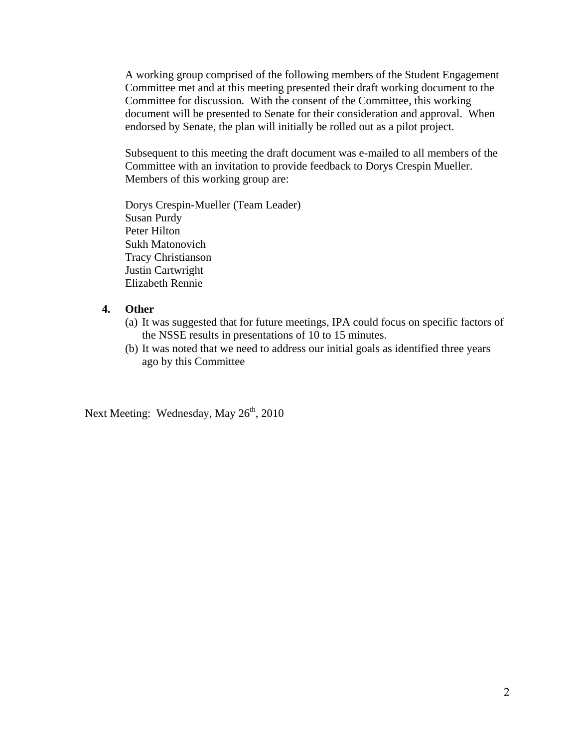A working group comprised of the following members of the Student Engagement Committee met and at this meeting presented their draft working document to the Committee for discussion. With the consent of the Committee, this working document will be presented to Senate for their consideration and approval. When endorsed by Senate, the plan will initially be rolled out as a pilot project.

Subsequent to this meeting the draft document was e-mailed to all members of the Committee with an invitation to provide feedback to Dorys Crespin Mueller. Members of this working group are:

Dorys Crespin-Mueller (Team Leader)
Susan Purdy
Peter Hilton
Sukh Matonovich
Tracy Christianson
Justin Cartwright
Elizabeth Rennie

**4. Other**

(a) It was suggested that for future meetings, IPA could focus on specific factors of the NSSE results in presentations of 10 to 15 minutes.
(b) It was noted that we need to address our initial goals as identified three years ago by this Committee

Next Meeting: Wednesday, May 26th, 2010